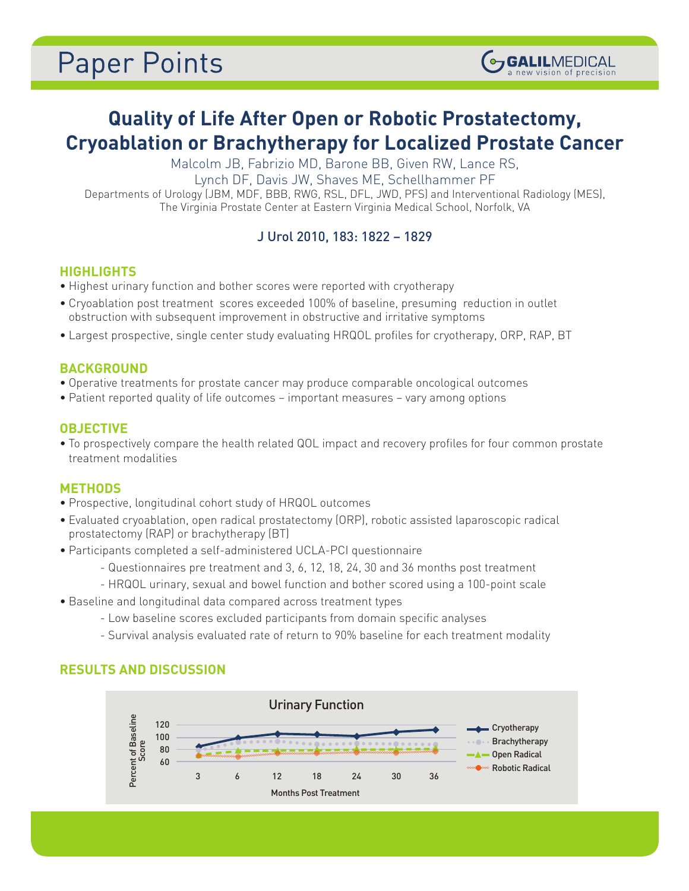# Paper Points

## Quality of Life After Open or Robotic Prostatectomy, Cryoablation or Brachytherapy for Localized Prostate Cancer

Malcolm JB, Fabrizio MD, Barone BB, Given RW, Lance RS, Lynch DF, Davis JW, Shaves ME, Schellhammer PF

Departments of Urology (JBM, MDF, BBB, RWG, RSL, DFL, JWD, PFS) and Interventional Radiology (MES), The Virginia Prostate Center at Eastern Virginia Medical School, Norfolk, VA

J Urol 2010, 183: 1822 – 1829

### HIGHLIGHTS

- Highest urinary function and bother scores were reported with cryotherapy
- Cryoablation post treatment scores exceeded 100% of baseline, presuming reduction in outlet obstruction with subsequent improvement in obstructive and irritative symptoms
- Largest prospective, single center study evaluating HRQOL profiles for cryotherapy, ORP, RAP, BT

### BACKGROUND

- Operative treatments for prostate cancer may produce comparable oncological outcomes
- Patient reported quality of life outcomes – important measures – vary among options

### OBJECTIVE

- To prospectively compare the health related QOL impact and recovery profiles for four common prostate treatment modalities

### METHODS

- Prospective, longitudinal cohort study of HRQOL outcomes
- Evaluated cryoablation, open radical prostatectomy (ORP), robotic assisted laparoscopic radical prostatectomy (RAP) or brachytherapy (BT)
- Participants completed a self-administered UCLA-PCI questionnaire
  - Questionnaires pre treatment and 3, 6, 12, 18, 24, 30 and 36 months post treatment
  - HRQOL urinary, sexual and bowel function and bother scored using a 100-point scale
- Baseline and longitudinal data compared across treatment types
  - Low baseline scores excluded participants from domain specific analyses
  - Survival analysis evaluated rate of return to 90% baseline for each treatment modality

### RESULTS AND DISCUSSION

**Urinary Function**

Percent of Baseline Score (60–120) vs. Months Post Treatment (3, 6, 12, 18, 24, 30, 36). Series: Cryotherapy, Brachytherapy, Open Radical, Robotic Radical.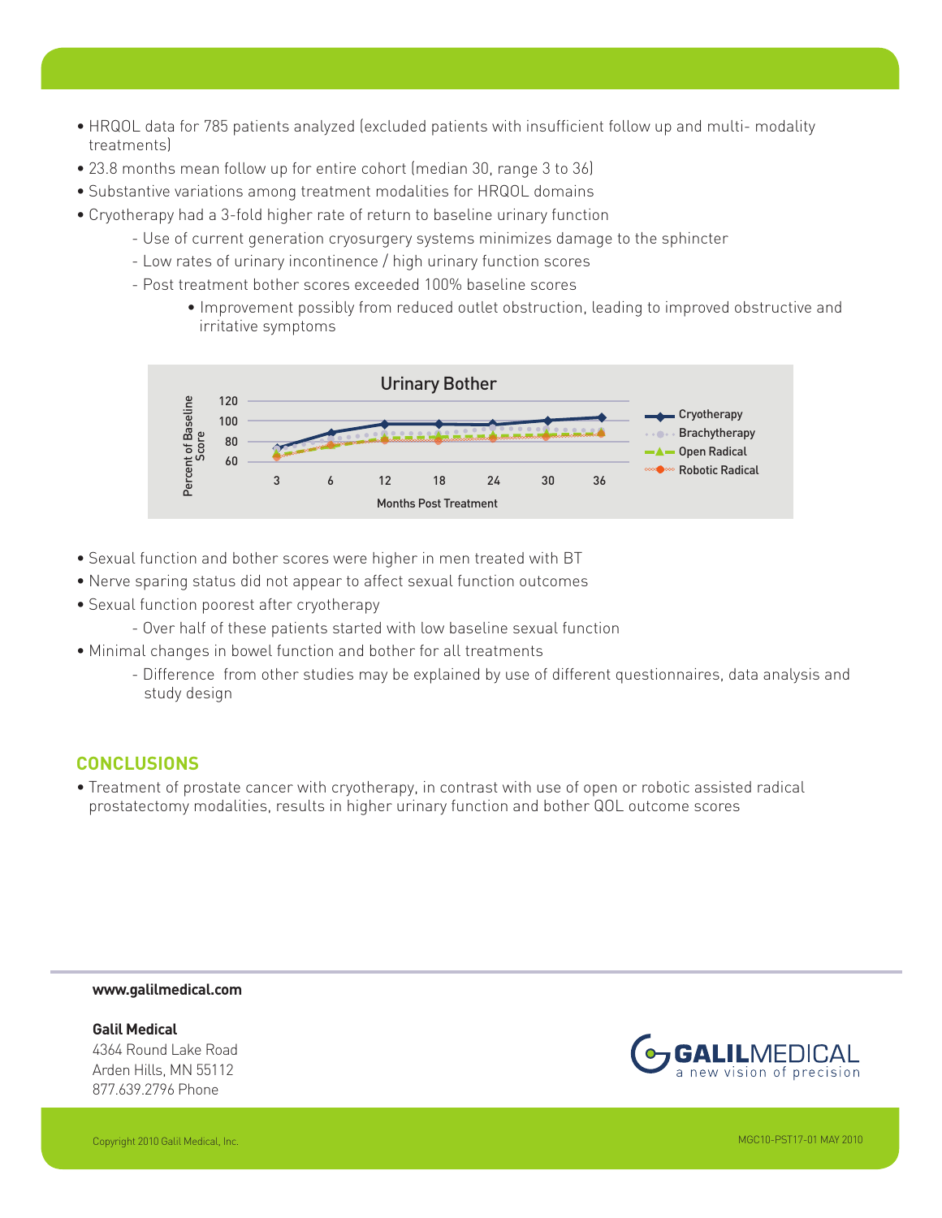- HRQOL data for 785 patients analyzed (excluded patients with insufficient follow up and multi- modality treatments)
- 23.8 months mean follow up for entire cohort (median 30, range 3 to 36)
- Substantive variations among treatment modalities for HRQOL domains
- Cryotherapy had a 3-fold higher rate of return to baseline urinary function
  - Use of current generation cryosurgery systems minimizes damage to the sphincter
  - Low rates of urinary incontinence / high urinary function scores
  - Post treatment bother scores exceeded 100% baseline scores
    - Improvement possibly from reduced outlet obstruction, leading to improved obstructive and irritative symptoms

Urinary Bother

Percent of Baseline Score

120
100
80
60

3 6 12 18 24 30 36

Months Post Treatment

Cryotherapy
Brachytherapy
Open Radical
Robotic Radical

- Sexual function and bother scores were higher in men treated with BT
- Nerve sparing status did not appear to affect sexual function outcomes
- Sexual function poorest after cryotherapy
  - Over half of these patients started with low baseline sexual function
- Minimal changes in bowel function and bother for all treatments
  - Difference from other studies may be explained by use of different questionnaires, data analysis and study design

## CONCLUSIONS

- Treatment of prostate cancer with cryotherapy, in contrast with use of open or robotic assisted radical prostatectomy modalities, results in higher urinary function and bother QOL outcome scores

**www.galilmedical.com**

**Galil Medical**
4364 Round Lake Road
Arden Hills, MN 55112
877.639.2796 Phone

GALILMEDICAL
a new vision of precision

Copyright 2010 Galil Medical, Inc.

MGC10-PST17-01 MAY 2010